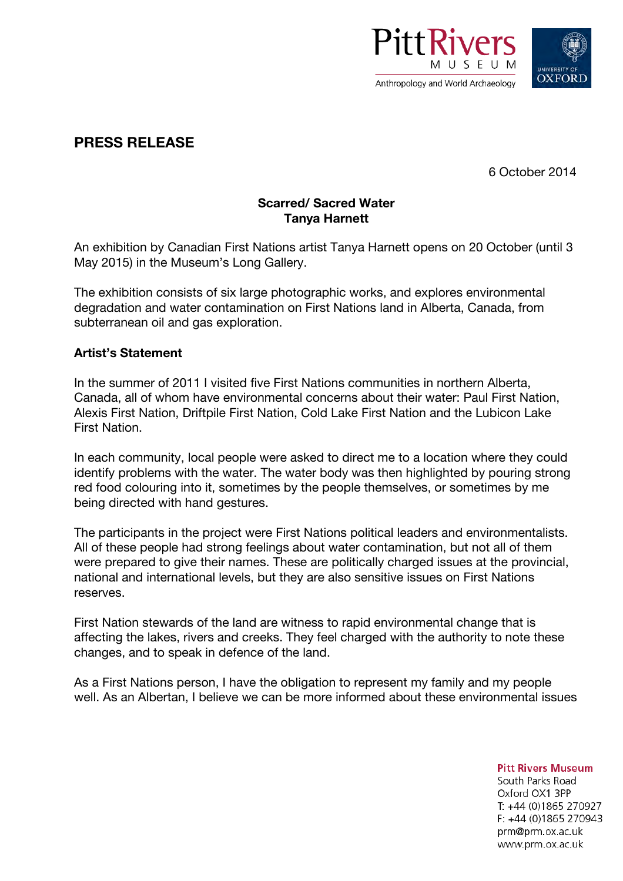# PRESS RELEASE

6 October 2014

**Scarred/ Sacred Water**
**Tanya Harnett**

An exhibition by Canadian First Nations artist Tanya Harnett opens on 20 October (until 3 May 2015) in the Museum's Long Gallery.

The exhibition consists of six large photographic works, and explores environmental degradation and water contamination on First Nations land in Alberta, Canada, from subterranean oil and gas exploration.

**Artist's Statement**

In the summer of 2011 I visited five First Nations communities in northern Alberta, Canada, all of whom have environmental concerns about their water: Paul First Nation, Alexis First Nation, Driftpile First Nation, Cold Lake First Nation and the Lubicon Lake First Nation.

In each community, local people were asked to direct me to a location where they could identify problems with the water. The water body was then highlighted by pouring strong red food colouring into it, sometimes by the people themselves, or sometimes by me being directed with hand gestures.

The participants in the project were First Nations political leaders and environmentalists. All of these people had strong feelings about water contamination, but not all of them were prepared to give their names. These are politically charged issues at the provincial, national and international levels, but they are also sensitive issues on First Nations reserves.

First Nation stewards of the land are witness to rapid environmental change that is affecting the lakes, rivers and creeks. They feel charged with the authority to note these changes, and to speak in defence of the land.

As a First Nations person, I have the obligation to represent my family and my people well. As an Albertan, I believe we can be more informed about these environmental issues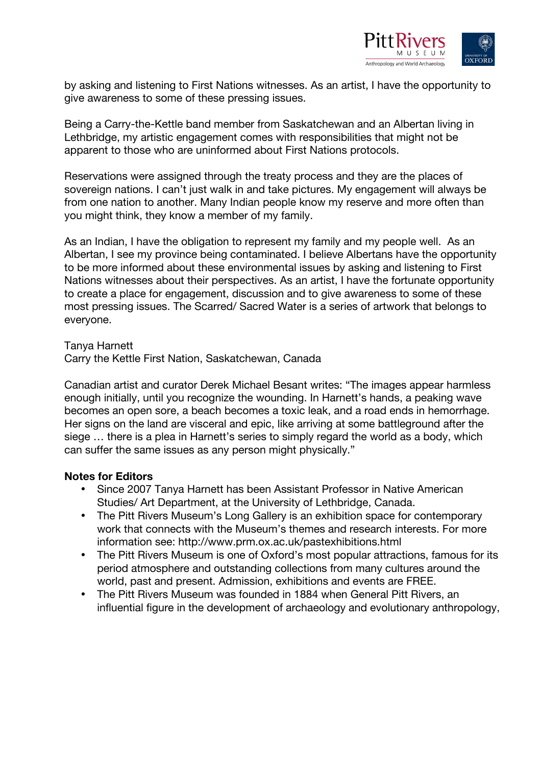by asking and listening to First Nations witnesses. As an artist, I have the opportunity to give awareness to some of these pressing issues.

Being a Carry-the-Kettle band member from Saskatchewan and an Albertan living in Lethbridge, my artistic engagement comes with responsibilities that might not be apparent to those who are uninformed about First Nations protocols.

Reservations were assigned through the treaty process and they are the places of sovereign nations. I can't just walk in and take pictures. My engagement will always be from one nation to another. Many Indian people know my reserve and more often than you might think, they know a member of my family.

As an Indian, I have the obligation to represent my family and my people well. As an Albertan, I see my province being contaminated. I believe Albertans have the opportunity to be more informed about these environmental issues by asking and listening to First Nations witnesses about their perspectives. As an artist, I have the fortunate opportunity to create a place for engagement, discussion and to give awareness to some of these most pressing issues. The Scarred/ Sacred Water is a series of artwork that belongs to everyone.

Tanya Harnett
Carry the Kettle First Nation, Saskatchewan, Canada

Canadian artist and curator Derek Michael Besant writes: "The images appear harmless enough initially, until you recognize the wounding. In Harnett's hands, a peaking wave becomes an open sore, a beach becomes a toxic leak, and a road ends in hemorrhage. Her signs on the land are visceral and epic, like arriving at some battleground after the siege … there is a plea in Harnett's series to simply regard the world as a body, which can suffer the same issues as any person might physically."

**Notes for Editors**

- Since 2007 Tanya Harnett has been Assistant Professor in Native American Studies/ Art Department, at the University of Lethbridge, Canada.
- The Pitt Rivers Museum's Long Gallery is an exhibition space for contemporary work that connects with the Museum's themes and research interests. For more information see: http://www.prm.ox.ac.uk/pastexhibitions.html
- The Pitt Rivers Museum is one of Oxford's most popular attractions, famous for its period atmosphere and outstanding collections from many cultures around the world, past and present. Admission, exhibitions and events are FREE.
- The Pitt Rivers Museum was founded in 1884 when General Pitt Rivers, an influential figure in the development of archaeology and evolutionary anthropology,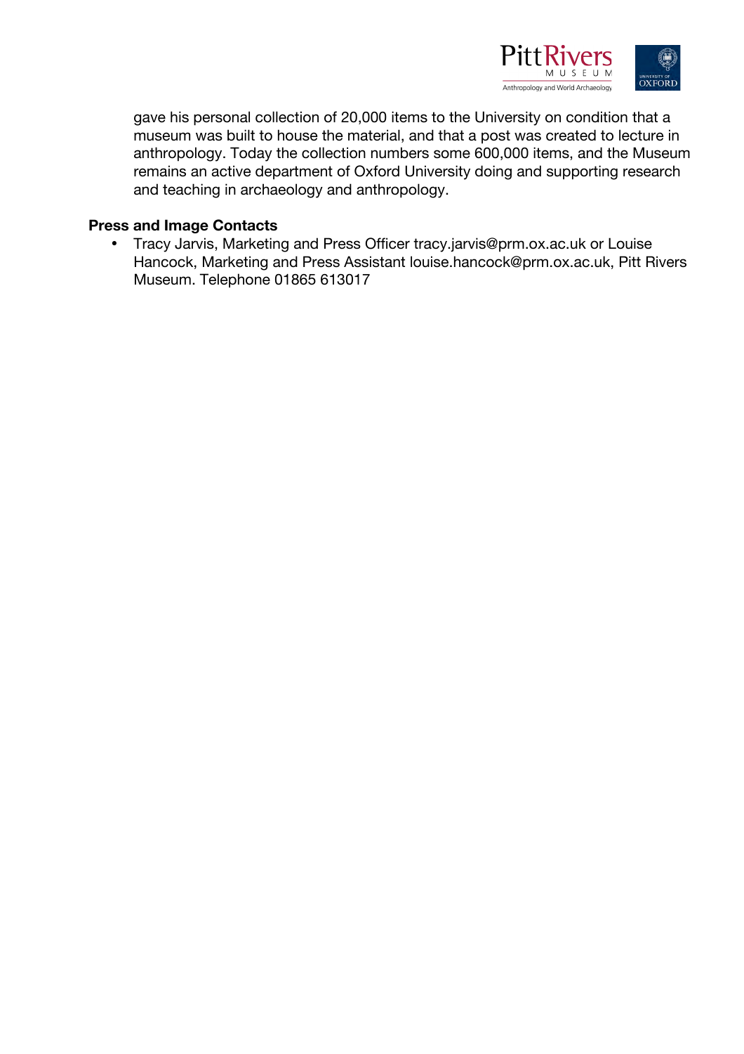gave his personal collection of 20,000 items to the University on condition that a museum was built to house the material, and that a post was created to lecture in anthropology. Today the collection numbers some 600,000 items, and the Museum remains an active department of Oxford University doing and supporting research and teaching in archaeology and anthropology.

**Press and Image Contacts**

- Tracy Jarvis, Marketing and Press Officer tracy.jarvis@prm.ox.ac.uk or Louise Hancock, Marketing and Press Assistant louise.hancock@prm.ox.ac.uk, Pitt Rivers Museum. Telephone 01865 613017